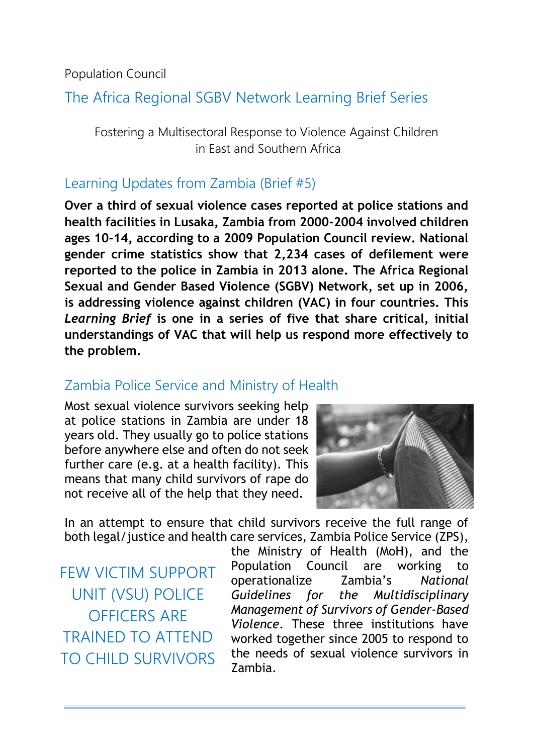Population Council

# The Africa Regional SGBV Network Learning Brief Series

Fostering a Multisectoral Response to Violence Against Children in East and Southern Africa

## Learning Updates from Zambia (Brief #5)

**Over a third of sexual violence cases reported at police stations and health facilities in Lusaka, Zambia from 2000-2004 involved children ages 10-14, according to a 2009 Population Council review. National gender crime statistics show that 2,234 cases of defilement were reported to the police in Zambia in 2013 alone. The Africa Regional Sexual and Gender Based Violence (SGBV) Network, set up in 2006, is addressing violence against children (VAC) in four countries. This *Learning Brief* is one in a series of five that share critical, initial understandings of VAC that will help us respond more effectively to the problem.**

## Zambia Police Service and Ministry of Health

Most sexual violence survivors seeking help at police stations in Zambia are under 18 years old. They usually go to police stations before anywhere else and often do not seek further care (e.g. at a health facility). This means that many child survivors of rape do not receive all of the help that they need.

In an attempt to ensure that child survivors receive the full range of both legal/justice and health care services, Zambia Police Service (ZPS), the Ministry of Health (MoH), and the Population Council are working to operationalize Zambia's *National Guidelines for the Multidisciplinary Management of Survivors of Gender-Based Violence*. These three institutions have worked together since 2005 to respond to the needs of sexual violence survivors in Zambia.

FEW VICTIM SUPPORT UNIT (VSU) POLICE OFFICERS ARE TRAINED TO ATTEND TO CHILD SURVIVORS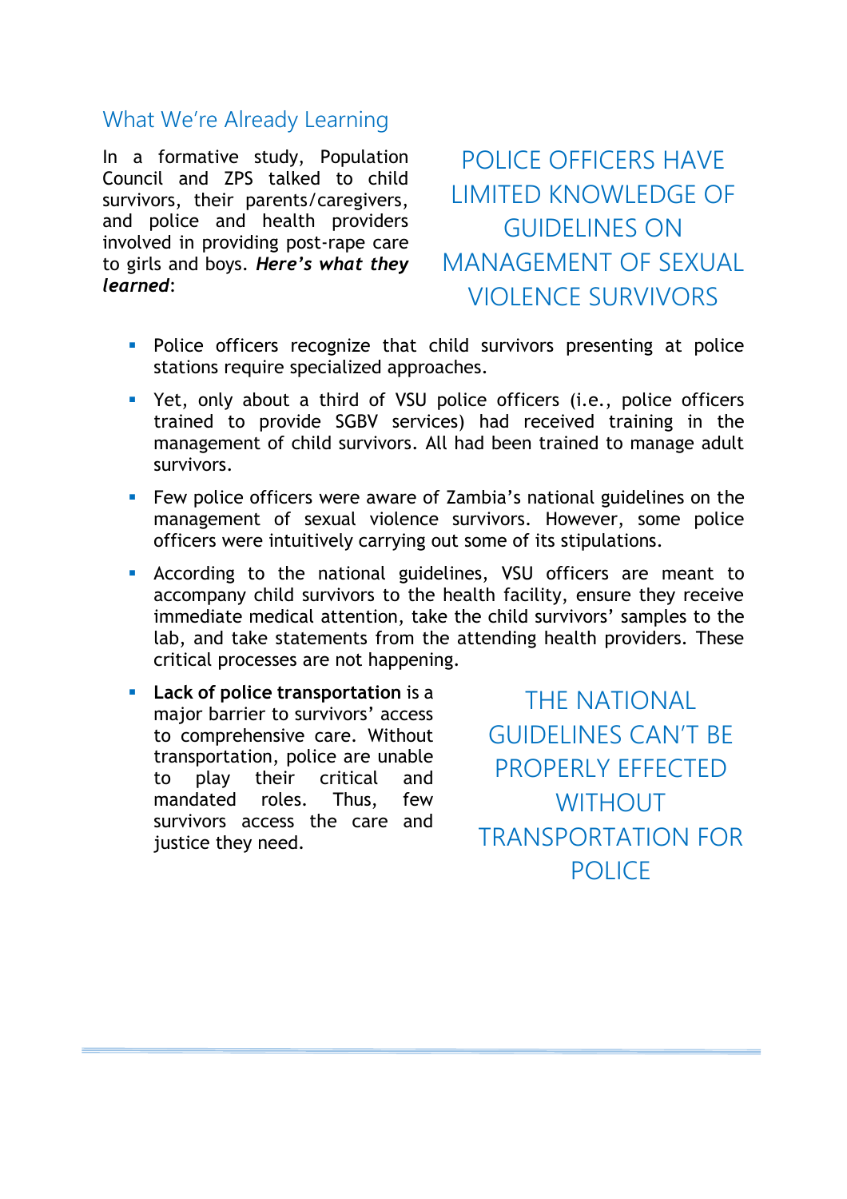## What We're Already Learning

In a formative study, Population Council and ZPS talked to child survivors, their parents/caregivers, and police and health providers involved in providing post-rape care to girls and boys. ***Here's what they learned***:

POLICE OFFICERS HAVE LIMITED KNOWLEDGE OF GUIDELINES ON MANAGEMENT OF SEXUAL VIOLENCE SURVIVORS

- Police officers recognize that child survivors presenting at police stations require specialized approaches.
- Yet, only about a third of VSU police officers (i.e., police officers trained to provide SGBV services) had received training in the management of child survivors. All had been trained to manage adult survivors.
- Few police officers were aware of Zambia's national guidelines on the management of sexual violence survivors. However, some police officers were intuitively carrying out some of its stipulations.
- According to the national guidelines, VSU officers are meant to accompany child survivors to the health facility, ensure they receive immediate medical attention, take the child survivors' samples to the lab, and take statements from the attending health providers. These critical processes are not happening.
- **Lack of police transportation** is a major barrier to survivors' access to comprehensive care. Without transportation, police are unable to play their critical and mandated roles. Thus, few survivors access the care and justice they need.

THE NATIONAL GUIDELINES CAN'T BE PROPERLY EFFECTED WITHOUT TRANSPORTATION FOR POLICE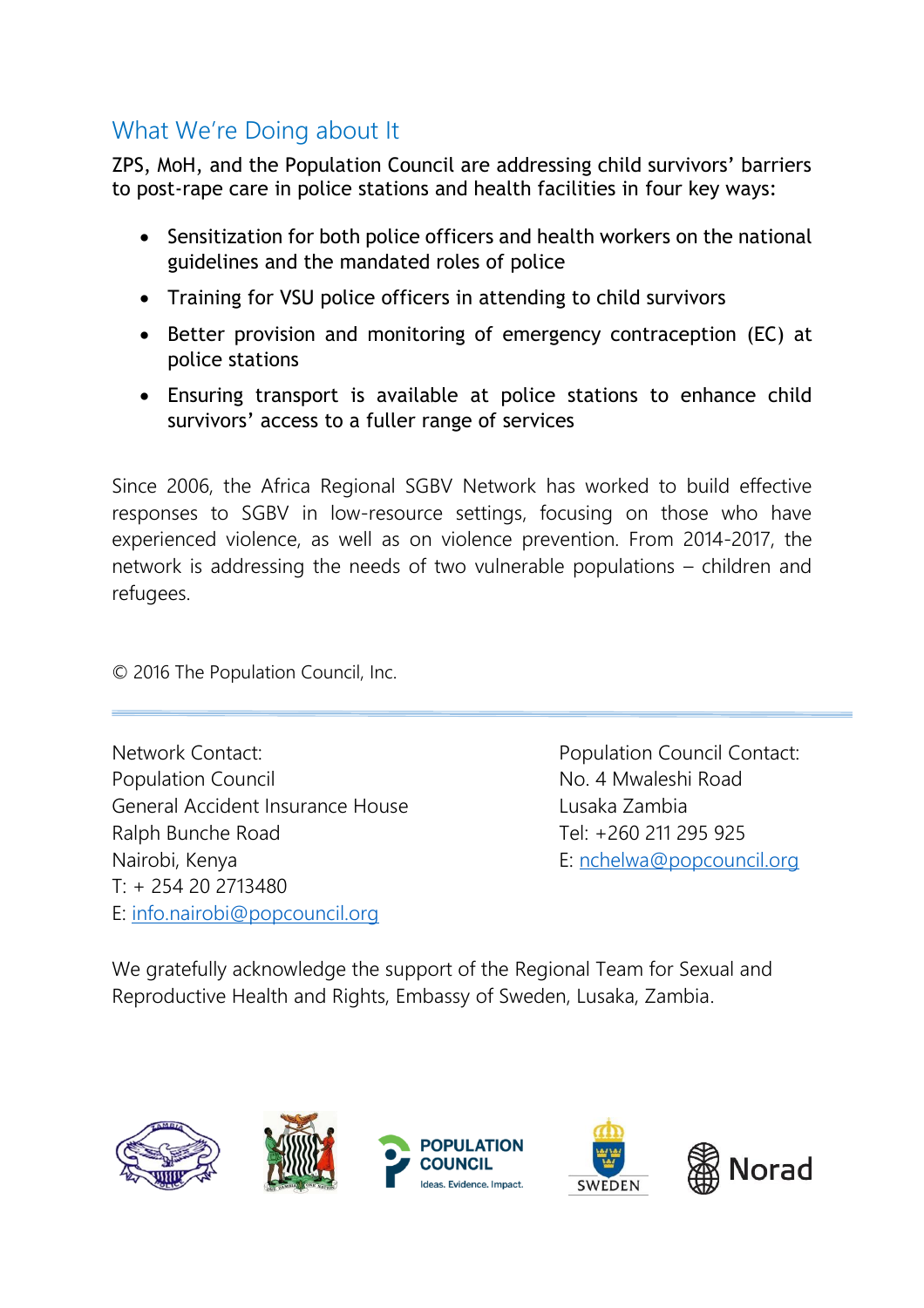## What We're Doing about It

ZPS, MoH, and the Population Council are addressing child survivors' barriers to post-rape care in police stations and health facilities in four key ways:

- Sensitization for both police officers and health workers on the national guidelines and the mandated roles of police
- Training for VSU police officers in attending to child survivors
- Better provision and monitoring of emergency contraception (EC) at police stations
- Ensuring transport is available at police stations to enhance child survivors' access to a fuller range of services

Since 2006, the Africa Regional SGBV Network has worked to build effective responses to SGBV in low-resource settings, focusing on those who have experienced violence, as well as on violence prevention. From 2014-2017, the network is addressing the needs of two vulnerable populations – children and refugees.

© 2016 The Population Council, Inc.

---

Network Contact:
Population Council
General Accident Insurance House
Ralph Bunche Road
Nairobi, Kenya
T: + 254 20 2713480
E: info.nairobi@popcouncil.org

Population Council Contact:
No. 4 Mwaleshi Road
Lusaka Zambia
Tel: +260 211 295 925
E: nchelwa@popcouncil.org

We gratefully acknowledge the support of the Regional Team for Sexual and Reproductive Health and Rights, Embassy of Sweden, Lusaka, Zambia.

POPULATION COUNCIL
Ideas. Evidence. Impact.

SWEDEN

Norad